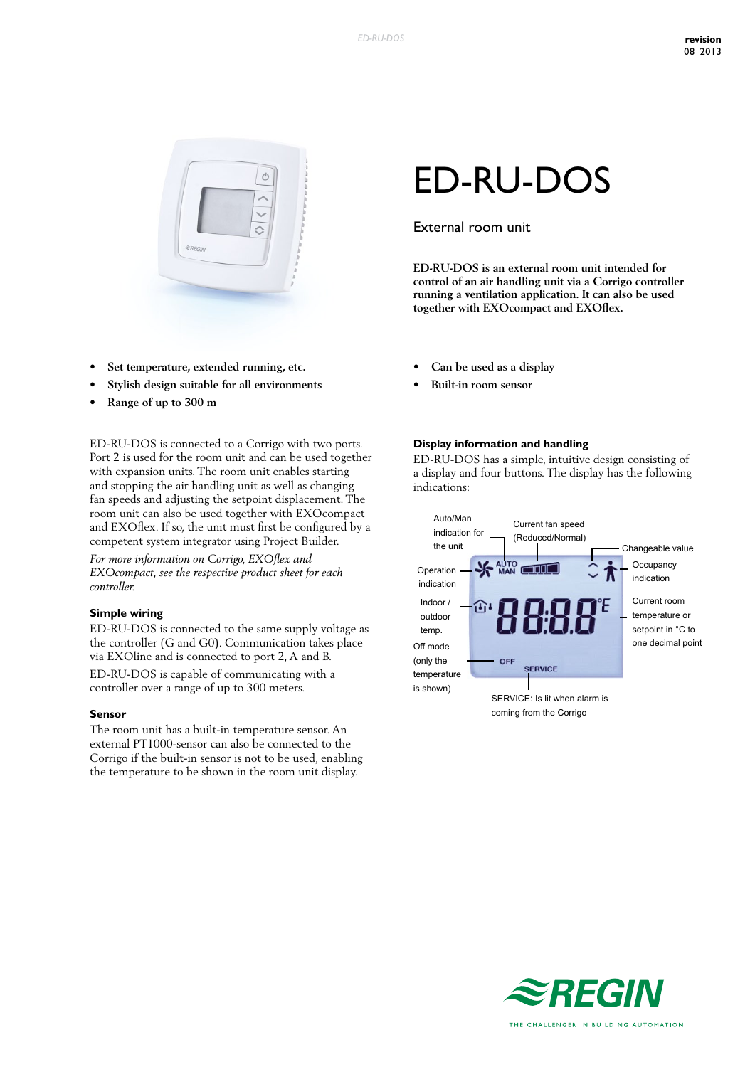# ED-RU-DOS

External room unit

**ED-RU-DOS is an external room unit intended for control of an air handling unit via a Corrigo controller running a ventilation application. It can also be used together with EXOcompact and EXOflex.**

- **Set temperature, extended running, etc.**
- **Stylish design suitable for all environments**
- **Range of up to 300 m**
- **Can be used as a display**
- **Built-in room sensor**

ED-RU-DOS is connected to a Corrigo with two ports. Port 2 is used for the room unit and can be used together with expansion units. The room unit enables starting and stopping the air handling unit as well as changing fan speeds and adjusting the setpoint displacement. The room unit can also be used together with EXOcompact and EXOflex. If so, the unit must first be configured by a competent system integrator using Project Builder.

*For more information on Corrigo, EXOflex and EXOcompact, see the respective product sheet for each controller.*

### Simple wiring

ED-RU-DOS is connected to the same supply voltage as the controller (G and G0). Communication takes place via EXOline and is connected to port 2, A and B.

ED-RU-DOS is capable of communicating with a controller over a range of up to 300 meters.

### Sensor

The room unit has a built-in temperature sensor. An external PT1000-sensor can also be connected to the Corrigo if the built-in sensor is not to be used, enabling the temperature to be shown in the room unit display.

### Display information and handling

ED-RU-DOS has a simple, intuitive design consisting of a display and four buttons. The display has the following indications:

- Auto/Man indication for the unit
- Current fan speed (Reduced/Normal)
- Changeable value
- Operation indication
- Occupancy indication
- Indoor / outdoor temp.
- Current room temperature or setpoint in °C to one decimal point
- Off mode (only the temperature is shown)
- SERVICE: Is lit when alarm is coming from the Corrigo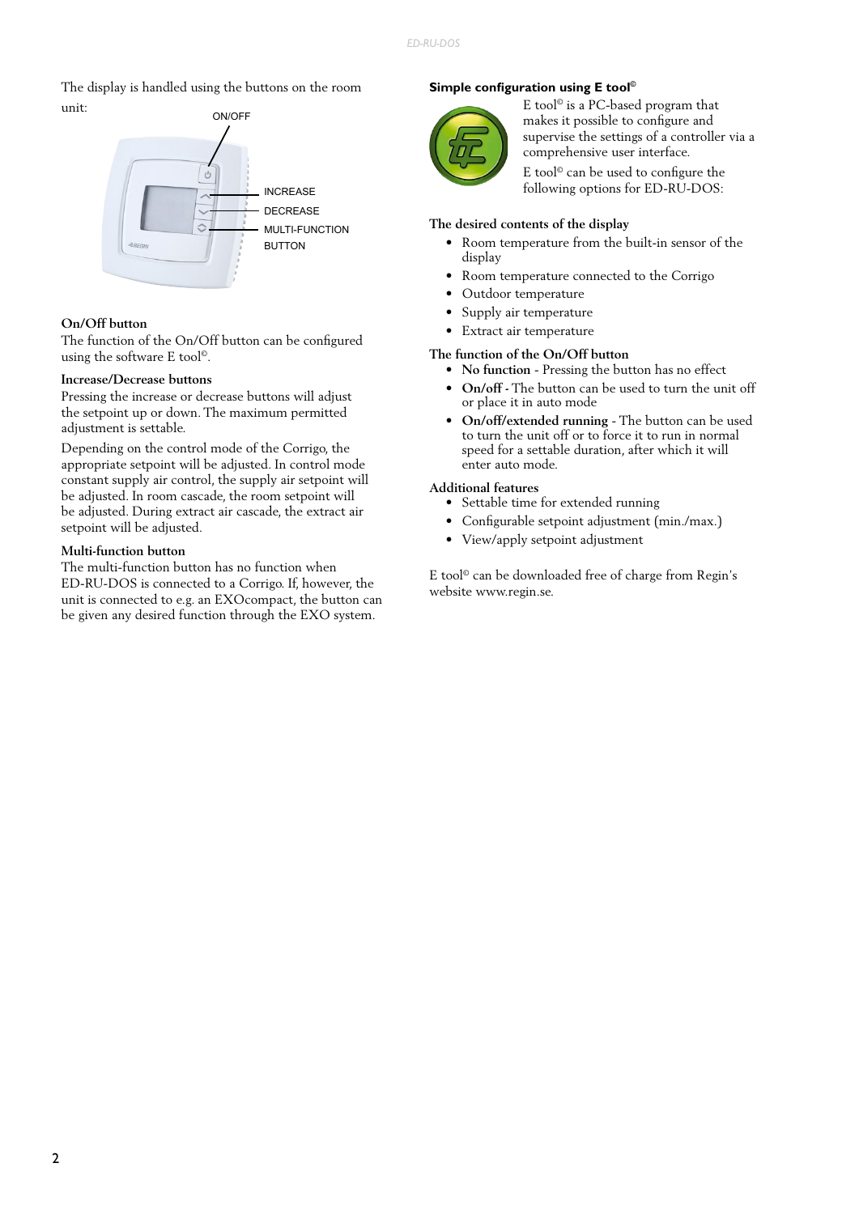The display is handled using the buttons on the room unit:

ON/OFF

INCREASE

DECREASE

MULTI-FUNCTION BUTTON

### On/Off button

The function of the On/Off button can be configured using the software E tool©.

### Increase/Decrease buttons

Pressing the increase or decrease buttons will adjust the setpoint up or down. The maximum permitted adjustment is settable.

Depending on the control mode of the Corrigo, the appropriate setpoint will be adjusted. In control mode constant supply air control, the supply air setpoint will be adjusted. In room cascade, the room setpoint will be adjusted. During extract air cascade, the extract air setpoint will be adjusted.

### Multi-function button

The multi-function button has no function when ED-RU-DOS is connected to a Corrigo. If, however, the unit is connected to e.g. an EXOcompact, the button can be given any desired function through the EXO system.

## Simple configuration using E tool©

E tool© is a PC-based program that makes it possible to configure and supervise the settings of a controller via a comprehensive user interface.

E tool© can be used to configure the following options for ED-RU-DOS:

### The desired contents of the display

- Room temperature from the built-in sensor of the display
- Room temperature connected to the Corrigo
- Outdoor temperature
- Supply air temperature
- Extract air temperature

### The function of the On/Off button

- **No function** - Pressing the button has no effect
- **On/off** - The button can be used to turn the unit off or place it in auto mode
- **On/off/extended running** - The button can be used to turn the unit off or to force it to run in normal speed for a settable duration, after which it will enter auto mode.

### Additional features

- Settable time for extended running
- Configurable setpoint adjustment (min./max.)
- View/apply setpoint adjustment

E tool© can be downloaded free of charge from Regin's website www.regin.se.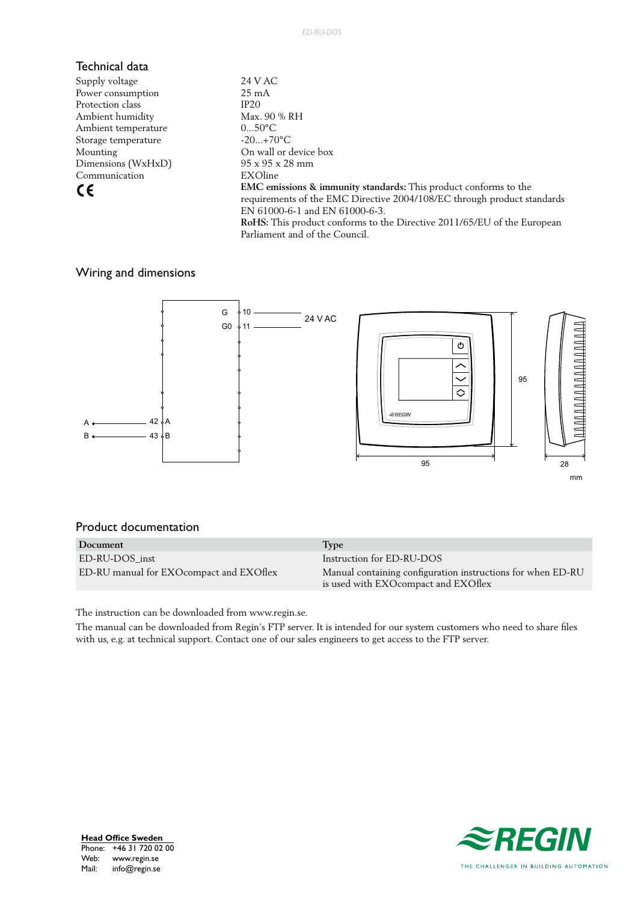## Technical data

| | |
|---|---|
| Supply voltage | 24 V AC |
| Power consumption | 25 mA |
| Protection class | IP20 |
| Ambient humidity | Max. 90 % RH |
| Ambient temperature | 0...50°C |
| Storage temperature | -20...+70°C |
| Mounting | On wall or device box |
| Dimensions (WxHxD) | 95 x 95 x 28 mm |
| Communication | EXOline |
| CE | **EMC emissions & immunity standards:** This product conforms to the requirements of the EMC Directive 2004/108/EC through product standards EN 61000-6-1 and EN 61000-6-3.<br>**RoHS:** This product conforms to the Directive 2011/65/EU of the European Parliament and of the Council. |

## Wiring and dimensions

G 10
G0 11
24 V AC
A 42 A
B 43 B
95
95
28
mm

## Product documentation

| Document | Type |
|---|---|
| ED-RU-DOS_inst | Instruction for ED-RU-DOS |
| ED-RU manual for EXOcompact and EXOflex | Manual containing configuration instructions for when ED-RU is used with EXOcompact and EXOflex |

The instruction can be downloaded from www.regin.se.

The manual can be downloaded from Regin's FTP server. It is intended for our system customers who need to share files with us, e.g. at technical support. Contact one of our sales engineers to get access to the FTP server.

**Head Office Sweden**
Phone: +46 31 720 02 00
Web: www.regin.se
Mail: info@regin.se

REGIN
THE CHALLENGER IN BUILDING AUTOMATION